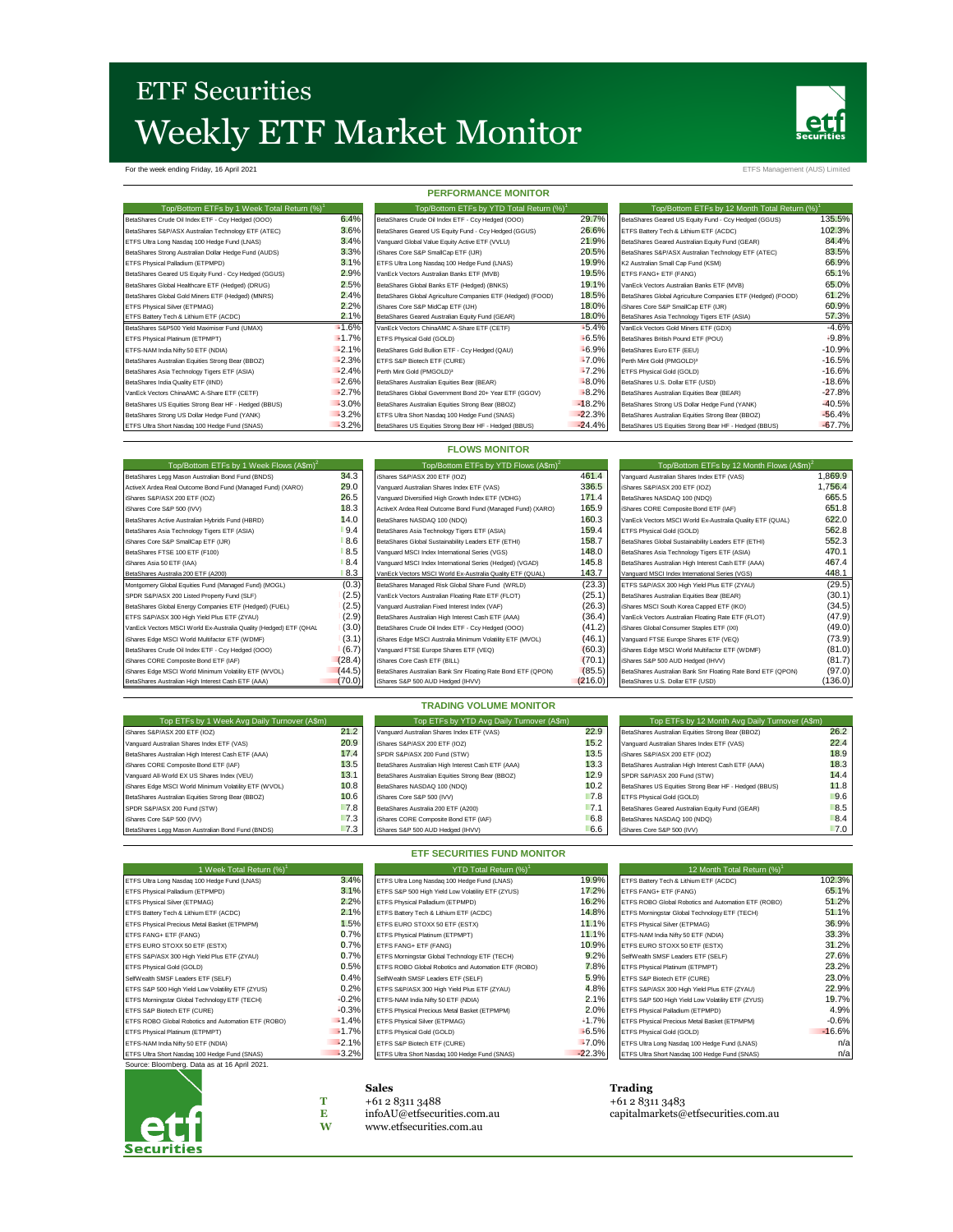# ETF Securities
# Weekly ETF Market Monitor

For the week ending Friday, 16 April 2021

ETFS Management (AUS) Limited

## PERFORMANCE MONITOR

| Top/Bottom ETFs by 1 Week Total Return (%)[1] | |
|---|---|
| BetaShares Crude Oil Index ETF - Ccy Hedged (OOO) | 6.4% |
| BetaShares S&P/ASX Australian Technology ETF (ATEC) | 3.6% |
| ETFS Ultra Long Nasdaq 100 Hedge Fund (LNAS) | 3.4% |
| BetaShares Strong Australian Dollar Hedge Fund (AUDS) | 3.3% |
| ETFS Physical Palladium (ETPMPD) | 3.1% |
| BetaShares Geared US Equity Fund - Ccy Hedged (GGUS) | 2.9% |
| BetaShares Global Healthcare ETF (Hedged) (DRUG) | 2.5% |
| BetaShares Global Gold Miners ETF (Hedged) (MNRS) | 2.4% |
| ETFS Physical Silver (ETPMAG) | 2.2% |
| ETFS Battery Tech & Lithium ETF (ACDC) | 2.1% |
| BetaShares S&P500 Yield Maximiser Fund (UMAX) | -1.6% |
| ETFS Physical Platinum (ETPMPT) | -1.7% |
| ETFS-NAM India Nifty 50 ETF (NDIA) | -2.1% |
| BetaShares Australian Equities Strong Bear (BBOZ) | -2.3% |
| BetaShares Asia Technology Tigers ETF (ASIA) | -2.4% |
| BetaShares India Quality ETF (IIND) | -2.6% |
| VanEck Vectors ChinaAMC A-Share ETF (CETF) | -2.7% |
| BetaShares US Equities Strong Bear HF - Hedged (BBUS) | -3.0% |
| BetaShares Strong US Dollar Hedge Fund (YANK) | -3.2% |
| ETFS Ultra Short Nasdaq 100 Hedge Fund (SNAS) | -3.2% |

| Top/Bottom ETFs by YTD Total Return (%)[1] | |
|---|---|
| BetaShares Crude Oil Index ETF - Ccy Hedged (OOO) | 29.7% |
| BetaShares Geared US Equity Fund - Ccy Hedged (GGUS) | 26.6% |
| Vanguard Global Value Equity Active ETF (VVLU) | 21.9% |
| iShares Core S&P SmallCap ETF (IJR) | 20.5% |
| ETFS Ultra Long Nasdaq 100 Hedge Fund (LNAS) | 19.9% |
| VanEck Vectors Australian Banks ETF (MVB) | 19.5% |
| BetaShares Global Banks ETF (Hedged) (BNKS) | 19.1% |
| BetaShares Global Agriculture Companies ETF (Hedged) (FOOD) | 18.5% |
| iShares Core S&P MidCap ETF (IJH) | 18.0% |
| BetaShares Geared Australian Equity Fund (GEAR) | 18.0% |
| VanEck Vectors ChinaAMC A-Share ETF (CETF) | -5.4% |
| ETFS Physical Gold (GOLD) | -6.5% |
| BetaShares Gold Bullion ETF - Ccy Hedged (QAU) | -6.9% |
| ETFS S&P Biotech ETF (CURE) | -7.0% |
| Perth Mint Gold (PMGOLD)[3] | -7.2% |
| BetaShares Australian Equities Bear (BEAR) | -8.0% |
| BetaShares Global Government Bond 20+ Year ETF (GGOV) | -8.2% |
| BetaShares Australian Equities Strong Bear (BBOZ) | -18.2% |
| ETFS Ultra Short Nasdaq 100 Hedge Fund (SNAS) | -22.3% |
| BetaShares US Equities Strong Bear HF - Hedged (BBUS) | -24.4% |

| Top/Bottom ETFs by 12 Month Total Return (%)[1] | |
|---|---|
| BetaShares Geared US Equity Fund - Ccy Hedged (GGUS) | 135.5% |
| ETFS Battery Tech & Lithium ETF (ACDC) | 102.3% |
| BetaShares Geared Australian Equity Fund (GEAR) | 84.4% |
| BetaShares S&P/ASX Australian Technology ETF (ATEC) | 83.5% |
| K2 Australian Small Cap Fund (KSM) | 66.9% |
| ETFS FANG+ ETF (FANG) | 65.1% |
| VanEck Vectors Australian Banks ETF (MVB) | 65.0% |
| BetaShares Global Agriculture Companies ETF (Hedged) (FOOD) | 61.2% |
| iShares Core S&P SmallCap ETF (IJR) | 60.9% |
| BetaShares Asia Technology Tigers ETF (ASIA) | 57.3% |
| VanEck Vectors Gold Miners ETF (GDX) | -4.6% |
| BetaShares British Pound ETF (POU) | -9.8% |
| BetaShares Euro ETF (EEU) | -10.9% |
| Perth Mint Gold (PMGOLD)[3] | -16.5% |
| ETFS Physical Gold (GOLD) | -16.6% |
| BetaShares U.S. Dollar ETF (USD) | -18.6% |
| BetaShares Australian Equities Bear (BEAR) | -27.8% |
| BetaShares Strong US Dollar Hedge Fund (YANK) | -40.5% |
| BetaShares Australian Equities Strong Bear (BBOZ) | -56.4% |
| BetaShares US Equities Strong Bear HF - Hedged (BBUS) | -67.7% |

## FLOWS MONITOR

| Top/Bottom ETFs by 1 Week Flows (A$m)[2] | |
|---|---|
| BetaShares Legg Mason Australian Bond Fund (BNDS) | 34.3 |
| ActiveX Ardea Real Outcome Bond Fund (Managed Fund) (XARO) | 29.0 |
| iShares S&P/ASX 200 ETF (IOZ) | 26.5 |
| iShares Core S&P 500 (IVV) | 18.3 |
| BetaShares Active Australian Hybrids Fund (HBRD) | 14.0 |
| BetaShares Asia Technology Tigers ETF (ASIA) | 9.4 |
| iShares Core S&P SmallCap ETF (IJR) | 8.6 |
| BetaShares FTSE 100 ETF (F100) | 8.5 |
| iShares Asia 50 ETF (IAA) | 8.4 |
| BetaShares Australia 200 ETF (A200) | 8.3 |
| Montgomery Global Equities Fund (Managed Fund) (MOGL) | (0.3) |
| SPDR S&P/ASX 200 Listed Property Fund (SLF) | (2.5) |
| BetaShares Global Energy Companies ETF (Hedged) (FUEL) | (2.5) |
| ETFS S&P/ASX 300 High Yield Plus ETF (ZYAU) | (2.9) |
| VanEck Vectors MSCI World Ex-Australia Quality (Hedged) ETF (QHAL | (3.0) |
| iShares Edge MSCI World Multifactor ETF (WDMF) | (3.1) |
| BetaShares Crude Oil Index ETF - Ccy Hedged (OOO) | (6.7) |
| iShares CORE Composite Bond ETF (IAF) | (28.4) |
| iShares Edge MSCI World Minimum Volatility ETF (WVOL) | (44.5) |
| BetaShares Australian High Interest Cash ETF (AAA) | (70.0) |

| Top/Bottom ETFs by YTD Flows (A$m)[2] | |
|---|---|
| iShares S&P/ASX 200 ETF (IOZ) | 461.4 |
| Vanguard Australian Shares Index ETF (VAS) | 336.5 |
| Vanguard Diversified High Growth Index ETF (VDHG) | 171.4 |
| ActiveX Ardea Real Outcome Bond Fund (Managed Fund) (XARO) | 165.9 |
| BetaShares NASDAQ 100 (NDQ) | 160.3 |
| BetaShares Asia Technology Tigers ETF (ASIA) | 159.4 |
| BetaShares Global Sustainability Leaders ETF (ETHI) | 158.7 |
| Vanguard MSCI Index International Series (VGS) | 148.0 |
| Vanguard MSCI Index International Series (Hedged) (VGAD) | 145.8 |
| VanEck Vectors MSCI World Ex-Australia Quality ETF (QUAL) | 143.7 |
| BetaShares Managed Risk Global Share Fund (WRLD) | (23.3) |
| VanEck Vectors Australian Floating Rate ETF (FLOT) | (25.1) |
| Vanguard Australian Fixed Interest Index (VAF) | (26.3) |
| BetaShares Australian High Interest Cash ETF (AAA) | (36.4) |
| BetaShares Crude Oil Index ETF - Ccy Hedged (OOO) | (41.2) |
| iShares Edge MSCI Australia Minimum Volatility ETF (MVOL) | (46.1) |
| Vanguard FTSE Europe Shares ETF (VEQ) | (60.3) |
| iShares Core Cash ETF (BILL) | (70.1) |
| BetaShares Australian Bank Snr Floating Rate Bond ETF (QPON) | (85.5) |
| iShares S&P 500 AUD Hedged (IHVV) | (216.0) |

| Top/Bottom ETFs by 12 Month Flows (A$m)[2] | |
|---|---|
| Vanguard Australian Shares Index ETF (VAS) | 1,869.9 |
| iShares S&P/ASX 200 ETF (IOZ) | 1,756.4 |
| BetaShares NASDAQ 100 (NDQ) | 665.5 |
| iShares CORE Composite Bond ETF (IAF) | 651.8 |
| VanEck Vectors MSCI World Ex-Australia Quality ETF (QUAL) | 622.0 |
| ETFS Physical Gold (GOLD) | 562.8 |
| BetaShares Global Sustainability Leaders ETF (ETHI) | 552.3 |
| BetaShares Asia Technology Tigers ETF (ASIA) | 470.1 |
| BetaShares Australian High Interest Cash ETF (AAA) | 467.4 |
| Vanguard MSCI Index International Series (VGS) | 448.1 |
| ETFS S&P/ASX 300 High Yield Plus ETF (ZYAU) | (29.5) |
| BetaShares Australian Equities Bear (BEAR) | (30.1) |
| iShares MSCI South Korea Capped ETF (IKO) | (34.5) |
| VanEck Vectors Australian Floating Rate ETF (FLOT) | (47.9) |
| iShares Global Consumer Staples ETF (IXI) | (49.0) |
| Vanguard FTSE Europe Shares ETF (VEQ) | (73.9) |
| iShares Edge MSCI World Multifactor ETF (WDMF) | (81.0) |
| iShares S&P 500 AUD Hedged (IHVV) | (81.7) |
| BetaShares Australian Bank Snr Floating Rate Bond ETF (QPON) | (97.0) |
| BetaShares U.S. Dollar ETF (USD) | (136.0) |

## TRADING VOLUME MONITOR

| Top ETFs by 1 Week Avg Daily Turnover (A$m) | |
|---|---|
| iShares S&P/ASX 200 ETF (IOZ) | 21.2 |
| Vanguard Australian Shares Index ETF (VAS) | 20.9 |
| BetaShares Australian High Interest Cash ETF (AAA) | 17.4 |
| iShares CORE Composite Bond ETF (IAF) | 13.5 |
| Vanguard All-World EX US Shares Index (VEU) | 13.1 |
| iShares Edge MSCI World Minimum Volatility ETF (WVOL) | 10.8 |
| BetaShares Australian Equities Strong Bear (BBOZ) | 10.6 |
| SPDR S&P/ASX 200 Fund (STW) | 7.8 |
| iShares Core S&P 500 (IVV) | 7.3 |
| BetaShares Legg Mason Australian Bond Fund (BNDS) | 7.3 |

| Top ETFs by YTD Avg Daily Turnover (A$m) | |
|---|---|
| Vanguard Australian Shares Index ETF (VAS) | 22.9 |
| iShares S&P/ASX 200 ETF (IOZ) | 15.2 |
| SPDR S&P/ASX 200 Fund (STW) | 13.5 |
| BetaShares Australian High Interest Cash ETF (AAA) | 13.3 |
| BetaShares Australian Equities Strong Bear (BBOZ) | 12.9 |
| BetaShares NASDAQ 100 (NDQ) | 10.2 |
| iShares Core S&P 500 (IVV) | 7.8 |
| BetaShares Australia 200 ETF (A200) | 7.1 |
| iShares CORE Composite Bond ETF (IAF) | 6.8 |
| iShares S&P 500 AUD Hedged (IHVV) | 6.6 |

| Top ETFs by 12 Month Avg Daily Turnover (A$m) | |
|---|---|
| BetaShares Australian Equities Strong Bear (BBOZ) | 26.2 |
| Vanguard Australian Shares Index ETF (VAS) | 22.4 |
| iShares S&P/ASX 200 ETF (IOZ) | 18.9 |
| BetaShares Australian High Interest Cash ETF (AAA) | 18.3 |
| SPDR S&P/ASX 200 Fund (STW) | 14.4 |
| BetaShares US Equities Strong Bear HF - Hedged (BBUS) | 11.8 |
| ETFS Physical Gold (GOLD) | 9.6 |
| BetaShares Geared Australian Equity Fund (GEAR) | 8.5 |
| BetaShares NASDAQ 100 (NDQ) | 8.4 |
| iShares Core S&P 500 (IVV) | 7.0 |

## ETF SECURITIES FUND MONITOR

| 1 Week Total Return (%)[1] | |
|---|---|
| ETFS Ultra Long Nasdaq 100 Hedge Fund (LNAS) | 3.4% |
| ETFS Physical Palladium (ETPMPD) | 3.1% |
| ETFS Physical Silver (ETPMAG) | 2.2% |
| ETFS Battery Tech & Lithium ETF (ACDC) | 2.1% |
| ETFS Physical Precious Metal Basket (ETPMPM) | 1.5% |
| ETFS FANG+ ETF (FANG) | 0.7% |
| ETFS EURO STOXX 50 ETF (ESTX) | 0.7% |
| ETFS S&P/ASX 300 High Yield Plus ETF (ZYAU) | 0.7% |
| ETFS Physical Gold (GOLD) | 0.5% |
| SelfWealth SMSF Leaders ETF (SELF) | 0.4% |
| ETFS S&P 500 High Yield Low Volatility ETF (ZYUS) | 0.2% |
| ETFS Morningstar Global Technology ETF (TECH) | -0.2% |
| ETFS S&P Biotech ETF (CURE) | -0.3% |
| ETFS ROBO Global Robotics and Automation ETF (ROBO) | -1.4% |
| ETFS Physical Platinum (ETPMPT) | -1.7% |
| ETFS-NAM India Nifty 50 ETF (NDIA) | -2.1% |
| ETFS Ultra Short Nasdaq 100 Hedge Fund (SNAS) | -3.2% |

| YTD Total Return (%)[1] | |
|---|---|
| ETFS Ultra Long Nasdaq 100 Hedge Fund (LNAS) | 19.9% |
| ETFS S&P 500 High Yield Low Volatility ETF (ZYUS) | 17.2% |
| ETFS Physical Palladium (ETPMPD) | 16.2% |
| ETFS Battery Tech & Lithium ETF (ACDC) | 14.8% |
| ETFS EURO STOXX 50 ETF (ESTX) | 11.1% |
| ETFS Physical Platinum (ETPMPT) | 11.1% |
| ETFS FANG+ ETF (FANG) | 10.9% |
| ETFS Morningstar Global Technology ETF (TECH) | 9.2% |
| ETFS ROBO Global Robotics and Automation ETF (ROBO) | 7.8% |
| SelfWealth SMSF Leaders ETF (SELF) | 5.9% |
| ETFS S&P/ASX 300 High Yield Plus ETF (ZYAU) | 4.8% |
| ETFS-NAM India Nifty 50 ETF (NDIA) | 2.1% |
| ETFS Physical Precious Metal Basket (ETPMPM) | 2.0% |
| ETFS Physical Silver (ETPMAG) | -1.7% |
| ETFS Physical Gold (GOLD) | -6.5% |
| ETFS S&P Biotech ETF (CURE) | -7.0% |
| ETFS Ultra Short Nasdaq 100 Hedge Fund (SNAS) | -22.3% |

| 12 Month Total Return (%)[1] | |
|---|---|
| ETFS Battery Tech & Lithium ETF (ACDC) | 102.3% |
| ETFS FANG+ ETF (FANG) | 65.1% |
| ETFS ROBO Global Robotics and Automation ETF (ROBO) | 51.2% |
| ETFS Morningstar Global Technology ETF (TECH) | 51.1% |
| ETFS Physical Silver (ETPMAG) | 36.9% |
| ETFS-NAM India Nifty 50 ETF (NDIA) | 33.3% |
| ETFS EURO STOXX 50 ETF (ESTX) | 31.2% |
| SelfWealth SMSF Leaders ETF (SELF) | 27.6% |
| ETFS Physical Platinum (ETPMPT) | 23.2% |
| ETFS S&P Biotech ETF (CURE) | 23.0% |
| ETFS S&P/ASX 300 High Yield Plus ETF (ZYAU) | 22.9% |
| ETFS S&P 500 High Yield Low Volatility ETF (ZYUS) | 19.7% |
| ETFS Physical Palladium (ETPMPD) | 4.9% |
| ETFS Physical Precious Metal Basket (ETPMPM) | -0.6% |
| ETFS Physical Gold (GOLD) | -16.6% |
| ETFS Ultra Long Nasdaq 100 Hedge Fund (LNAS) | n/a |
| ETFS Ultra Short Nasdaq 100 Hedge Fund (SNAS) | n/a |

Source: Bloomberg. Data as at 16 April 2021.

**Sales**
T +61 2 8311 3488
E infoAU@etfsecurities.com.au
W www.etfsecurities.com.au

**Trading**
+61 2 8311 3483
capitalmarkets@etfsecurities.com.au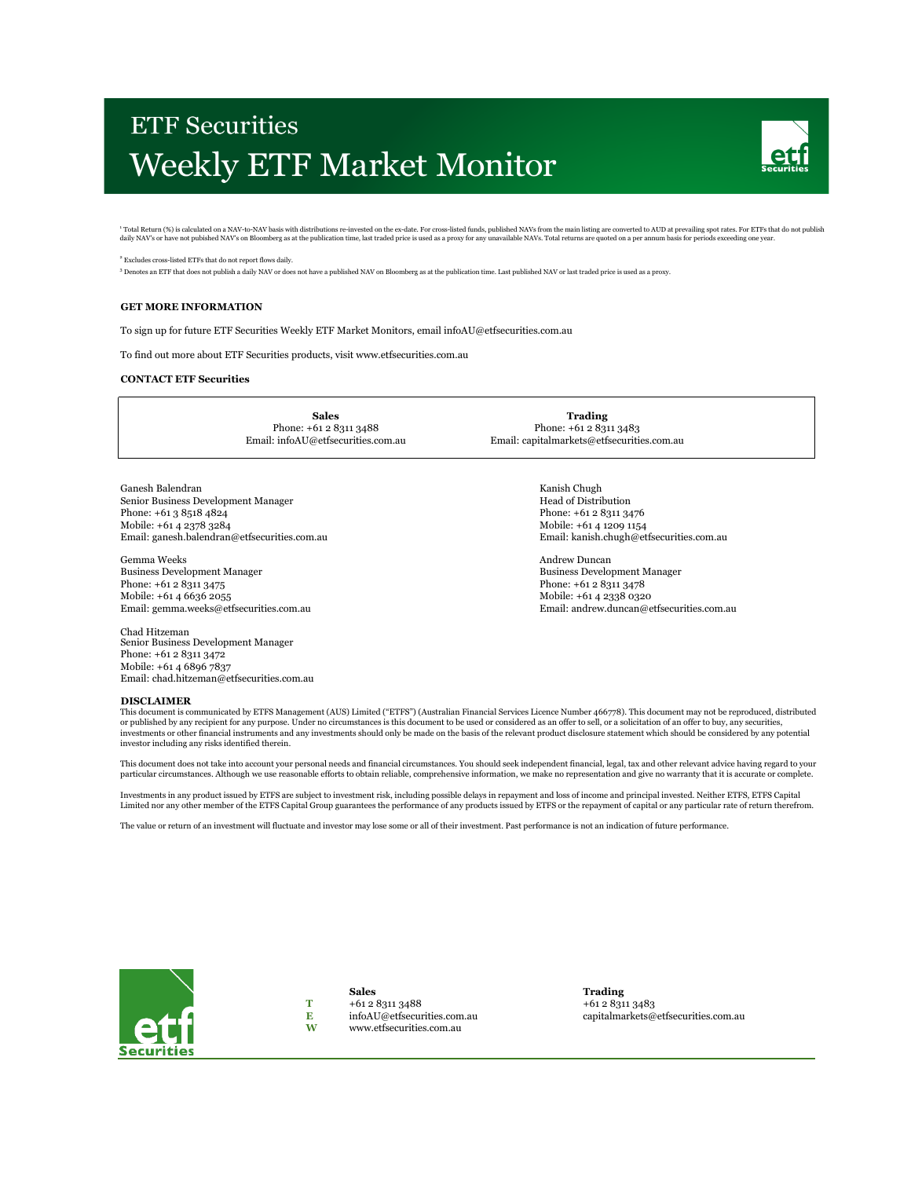# ETF Securities Weekly ETF Market Monitor

[1] Total Return (%) is calculated on a NAV-to-NAV basis with distributions re-invested on the ex-date. For cross-listed funds, published NAVs from the main listing are converted to AUD at prevailing spot rates. For ETFs that do not publish daily NAV's or have not pubished NAV's on Bloomberg as at the publication time, last traded price is used as a proxy for any unavailable NAVs. Total returns are quoted on a per annum basis for periods exceeding one year.

[2] Excludes cross-listed ETFs that do not report flows daily.

[3] Denotes an ETF that does not publish a daily NAV or does not have a published NAV on Bloomberg as at the publication time. Last published NAV or last traded price is used as a proxy.

**GET MORE INFORMATION**

To sign up for future ETF Securities Weekly ETF Market Monitors, email infoAU@etfsecurities.com.au

To find out more about ETF Securities products, visit www.etfsecurities.com.au

**CONTACT ETF Securities**

| | |
|---|---|
| **Sales**<br>Phone: +61 2 8311 3488<br>Email: infoAU@etfsecurities.com.au | **Trading**<br>Phone: +61 2 8311 3483<br>Email: capitalmarkets@etfsecurities.com.au |

Ganesh Balendran
Senior Business Development Manager
Phone: +61 3 8518 4824
Mobile: +61 4 2378 3284
Email: ganesh.balendran@etfsecurities.com.au

Gemma Weeks
Business Development Manager
Phone: +61 2 8311 3475
Mobile: +61 4 6636 2055
Email: gemma.weeks@etfsecurities.com.au

Chad Hitzeman
Senior Business Development Manager
Phone: +61 2 8311 3472
Mobile: +61 4 6896 7837
Email: chad.hitzeman@etfsecurities.com.au

Kanish Chugh
Head of Distribution
Phone: +61 2 8311 3476
Mobile: +61 4 1209 1154
Email: kanish.chugh@etfsecurities.com.au

Andrew Duncan
Business Development Manager
Phone: +61 2 8311 3478
Mobile: +61 4 2338 0320
Email: andrew.duncan@etfsecurities.com.au

**DISCLAIMER**

This document is communicated by ETFS Management (AUS) Limited ("ETFS") (Australian Financial Services Licence Number 466778). This document may not be reproduced, distributed or published by any recipient for any purpose. Under no circumstances is this document to be used or considered as an offer to sell, or a solicitation of an offer to buy, any securities, investments or other financial instruments and any investments should only be made on the basis of the relevant product disclosure statement which should be considered by any potential investor including any risks identified therein.

This document does not take into account your personal needs and financial circumstances. You should seek independent financial, legal, tax and other relevant advice having regard to your particular circumstances. Although we use reasonable efforts to obtain reliable, comprehensive information, we make no representation and give no warranty that it is accurate or complete.

Investments in any product issued by ETFS are subject to investment risk, including possible delays in repayment and loss of income and principal invested. Neither ETFS, ETFS Capital Limited nor any other member of the ETFS Capital Group guarantees the performance of any products issued by ETFS or the repayment of capital or any particular rate of return therefrom.

The value or return of an investment will fluctuate and investor may lose some or all of their investment. Past performance is not an indication of future performance.

**Sales**
T +61 2 8311 3488
E infoAU@etfsecurities.com.au
W www.etfsecurities.com.au

**Trading**
+61 2 8311 3483
capitalmarkets@etfsecurities.com.au